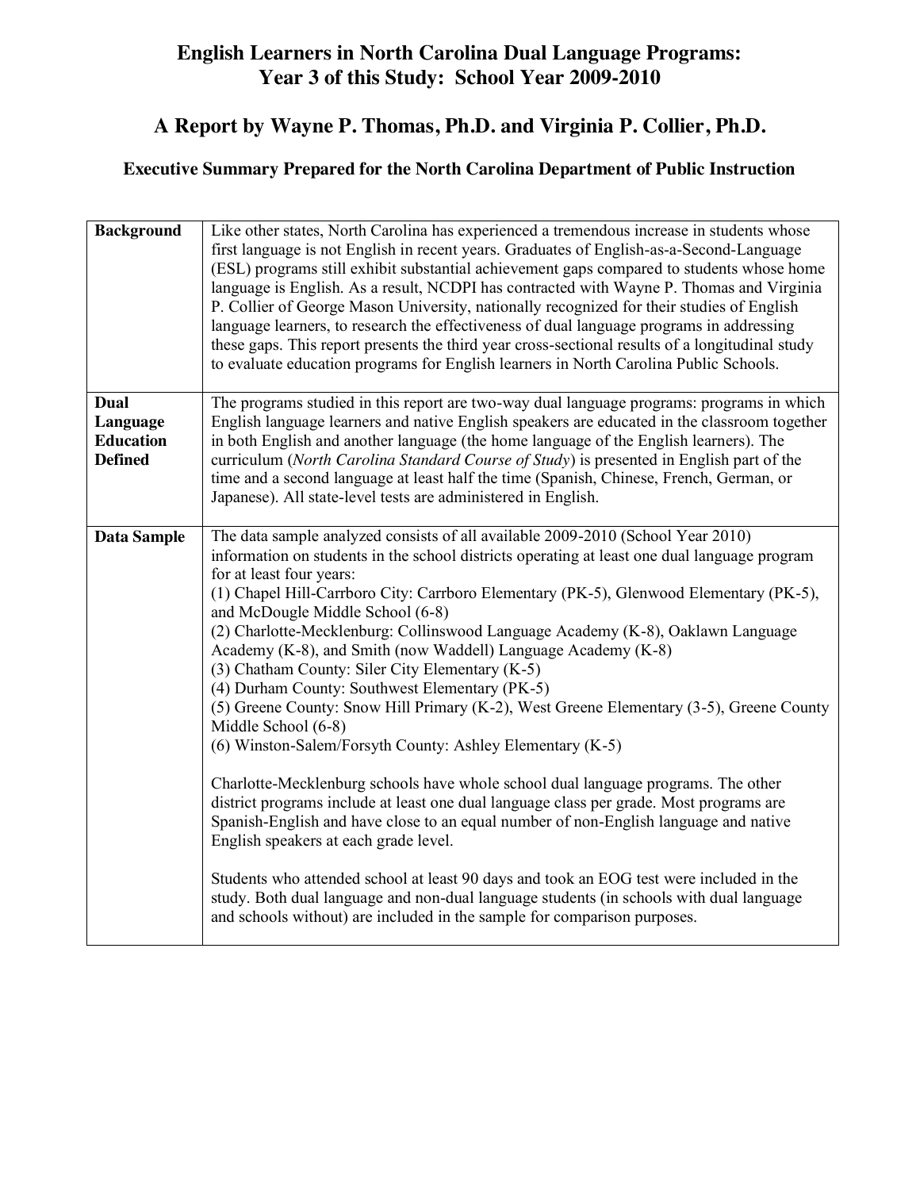# English Learners in North Carolina Dual Language Programs: Year 3 of this Study: School Year 2009-2010

## A Report by Wayne P. Thomas, Ph.D. and Virginia P. Collier, Ph.D.

### Executive Summary Prepared for the North Carolina Department of Public Instruction

| | |
|---|---|
| **Background** | Like other states, North Carolina has experienced a tremendous increase in students whose first language is not English in recent years. Graduates of English-as-a-Second-Language (ESL) programs still exhibit substantial achievement gaps compared to students whose home language is English. As a result, NCDPI has contracted with Wayne P. Thomas and Virginia P. Collier of George Mason University, nationally recognized for their studies of English language learners, to research the effectiveness of dual language programs in addressing these gaps. This report presents the third year cross-sectional results of a longitudinal study to evaluate education programs for English learners in North Carolina Public Schools. |
| **Dual Language Education Defined** | The programs studied in this report are two-way dual language programs: programs in which English language learners and native English speakers are educated in the classroom together in both English and another language (the home language of the English learners). The curriculum (*North Carolina Standard Course of Study*) is presented in English part of the time and a second language at least half the time (Spanish, Chinese, French, German, or Japanese). All state-level tests are administered in English. |
| **Data Sample** | The data sample analyzed consists of all available 2009-2010 (School Year 2010) information on students in the school districts operating at least one dual language program for at least four years:<br>(1) Chapel Hill-Carrboro City: Carrboro Elementary (PK-5), Glenwood Elementary (PK-5), and McDougle Middle School (6-8)<br>(2) Charlotte-Mecklenburg: Collinswood Language Academy (K-8), Oaklawn Language Academy (K-8), and Smith (now Waddell) Language Academy (K-8)<br>(3) Chatham County: Siler City Elementary (K-5)<br>(4) Durham County: Southwest Elementary (PK-5)<br>(5) Greene County: Snow Hill Primary (K-2), West Greene Elementary (3-5), Greene County Middle School (6-8)<br>(6) Winston-Salem/Forsyth County: Ashley Elementary (K-5)<br><br>Charlotte-Mecklenburg schools have whole school dual language programs. The other district programs include at least one dual language class per grade. Most programs are Spanish-English and have close to an equal number of non-English language and native English speakers at each grade level.<br><br>Students who attended school at least 90 days and took an EOG test were included in the study. Both dual language and non-dual language students (in schools with dual language and schools without) are included in the sample for comparison purposes. |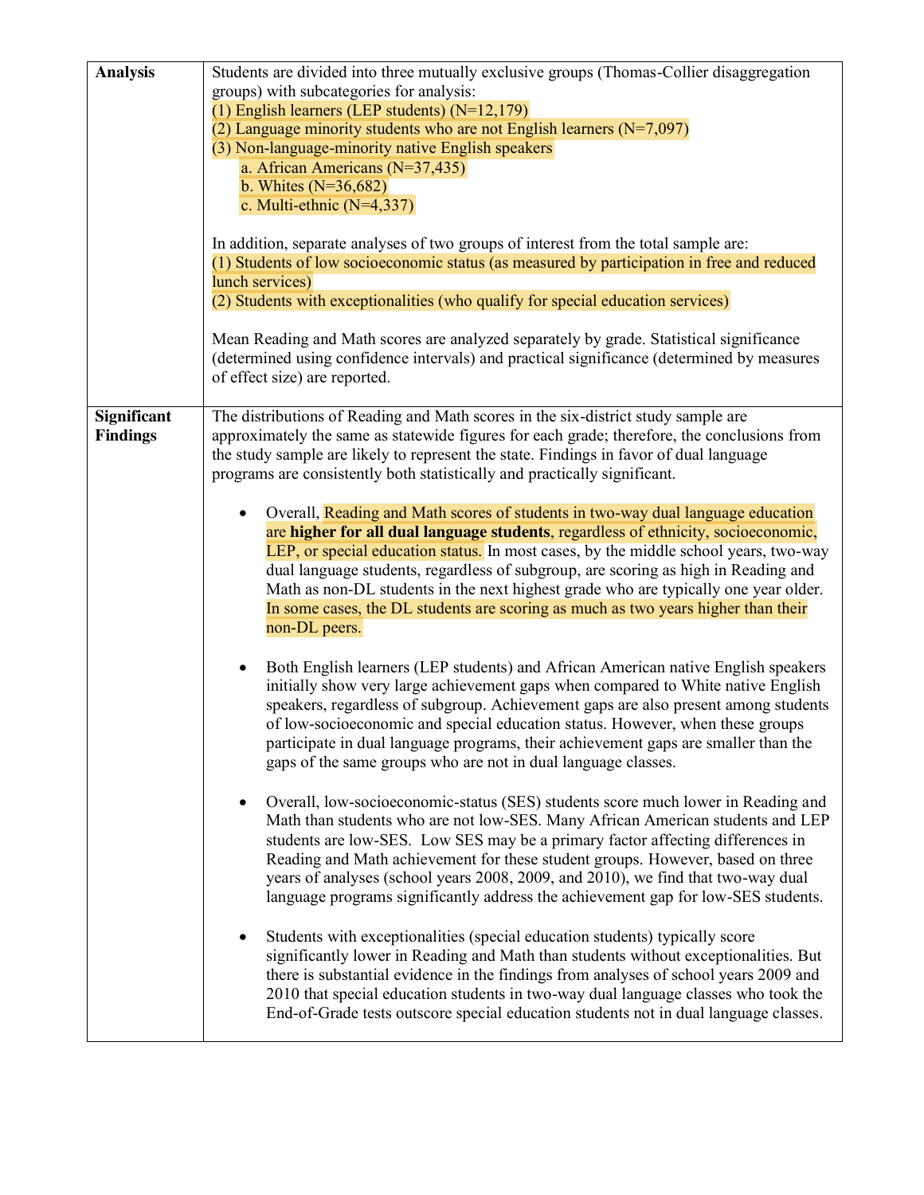| | |
|---|---|
| **Analysis** | Students are divided into three mutually exclusive groups (Thomas-Collier disaggregation groups) with subcategories for analysis:<br>(1) English learners (LEP students) (N=12,179)<br>(2) Language minority students who are not English learners (N=7,097)<br>(3) Non-language-minority native English speakers<br>a. African Americans (N=37,435)<br>b. Whites (N=36,682)<br>c. Multi-ethnic (N=4,337)<br><br>In addition, separate analyses of two groups of interest from the total sample are:<br>(1) Students of low socioeconomic status (as measured by participation in free and reduced lunch services)<br>(2) Students with exceptionalities (who qualify for special education services)<br><br>Mean Reading and Math scores are analyzed separately by grade. Statistical significance (determined using confidence intervals) and practical significance (determined by measures of effect size) are reported. |
| **Significant Findings** | The distributions of Reading and Math scores in the six-district study sample are approximately the same as statewide figures for each grade; therefore, the conclusions from the study sample are likely to represent the state. Findings in favor of dual language programs are consistently both statistically and practically significant.<br><br>• Overall, Reading and Math scores of students in two-way dual language education are **higher for all dual language students**, regardless of ethnicity, socioeconomic, LEP, or special education status. In most cases, by the middle school years, two-way dual language students, regardless of subgroup, are scoring as high in Reading and Math as non-DL students in the next highest grade who are typically one year older. In some cases, the DL students are scoring as much as two years higher than their non-DL peers.<br><br>• Both English learners (LEP students) and African American native English speakers initially show very large achievement gaps when compared to White native English speakers, regardless of subgroup. Achievement gaps are also present among students of low-socioeconomic and special education status. However, when these groups participate in dual language programs, their achievement gaps are smaller than the gaps of the same groups who are not in dual language classes.<br><br>• Overall, low-socioeconomic-status (SES) students score much lower in Reading and Math than students who are not low-SES. Many African American students and LEP students are low-SES. Low SES may be a primary factor affecting differences in Reading and Math achievement for these student groups. However, based on three years of analyses (school years 2008, 2009, and 2010), we find that two-way dual language programs significantly address the achievement gap for low-SES students.<br><br>• Students with exceptionalities (special education students) typically score significantly lower in Reading and Math than students without exceptionalities. But there is substantial evidence in the findings from analyses of school years 2009 and 2010 that special education students in two-way dual language classes who took the End-of-Grade tests outscore special education students not in dual language classes. |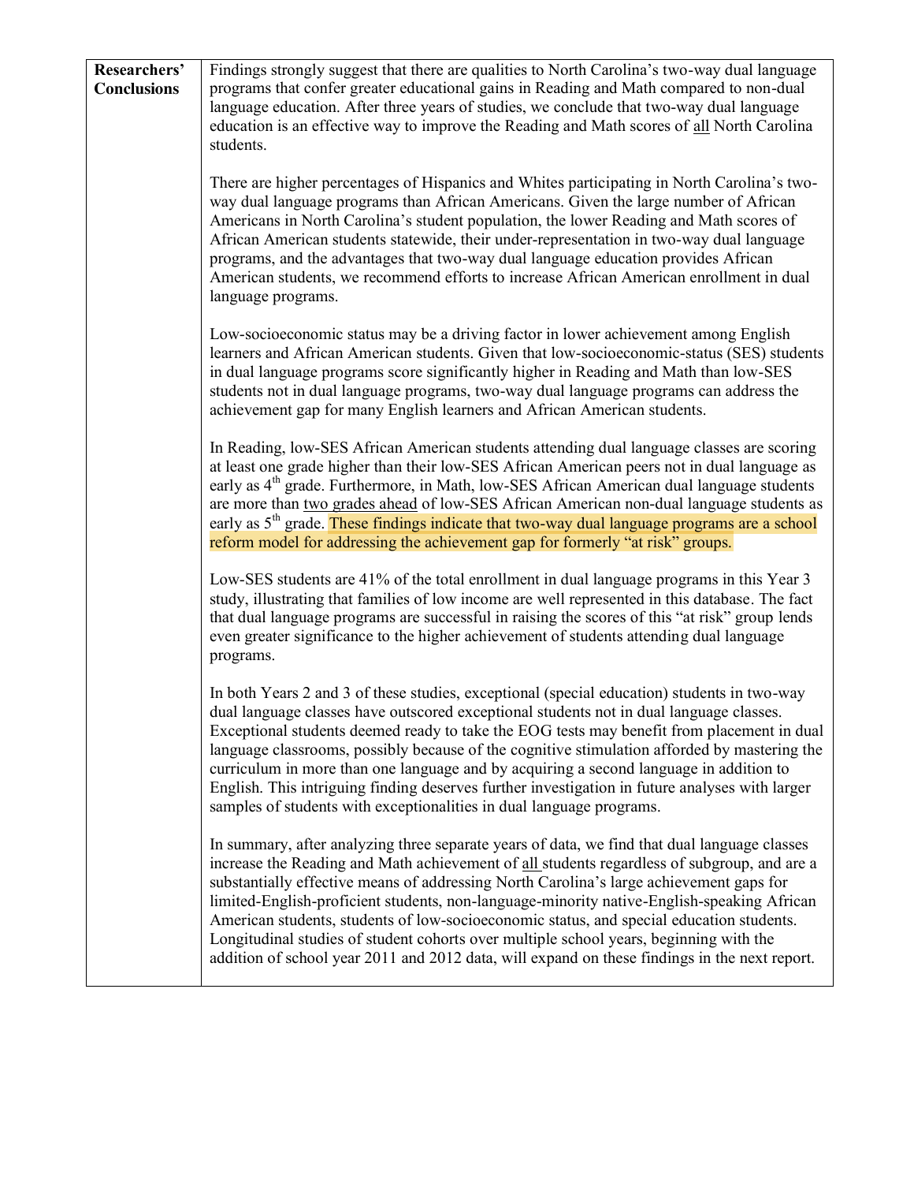| | |
|---|---|
| **Researchers' Conclusions** | Findings strongly suggest that there are qualities to North Carolina's two-way dual language programs that confer greater educational gains in Reading and Math compared to non-dual language education. After three years of studies, we conclude that two-way dual language education is an effective way to improve the Reading and Math scores of <u>all</u> North Carolina students.<br><br>There are higher percentages of Hispanics and Whites participating in North Carolina's two-way dual language programs than African Americans. Given the large number of African Americans in North Carolina's student population, the lower Reading and Math scores of African American students statewide, their under-representation in two-way dual language programs, and the advantages that two-way dual language education provides African American students, we recommend efforts to increase African American enrollment in dual language programs.<br><br>Low-socioeconomic status may be a driving factor in lower achievement among English learners and African American students. Given that low-socioeconomic-status (SES) students in dual language programs score significantly higher in Reading and Math than low-SES students not in dual language programs, two-way dual language programs can address the achievement gap for many English learners and African American students.<br><br>In Reading, low-SES African American students attending dual language classes are scoring at least one grade higher than their low-SES African American peers not in dual language as early as 4th grade. Furthermore, in Math, low-SES African American dual language students are more than <u>two grades ahead</u> of low-SES African American non-dual language students as early as 5th grade. These findings indicate that two-way dual language programs are a school reform model for addressing the achievement gap for formerly "at risk" groups.<br><br>Low-SES students are 41% of the total enrollment in dual language programs in this Year 3 study, illustrating that families of low income are well represented in this database. The fact that dual language programs are successful in raising the scores of this "at risk" group lends even greater significance to the higher achievement of students attending dual language programs.<br><br>In both Years 2 and 3 of these studies, exceptional (special education) students in two-way dual language classes have outscored exceptional students not in dual language classes. Exceptional students deemed ready to take the EOG tests may benefit from placement in dual language classrooms, possibly because of the cognitive stimulation afforded by mastering the curriculum in more than one language and by acquiring a second language in addition to English. This intriguing finding deserves further investigation in future analyses with larger samples of students with exceptionalities in dual language programs.<br><br>In summary, after analyzing three separate years of data, we find that dual language classes increase the Reading and Math achievement of <u>all</u> students regardless of subgroup, and are a substantially effective means of addressing North Carolina's large achievement gaps for limited-English-proficient students, non-language-minority native-English-speaking African American students, students of low-socioeconomic status, and special education students. Longitudinal studies of student cohorts over multiple school years, beginning with the addition of school year 2011 and 2012 data, will expand on these findings in the next report. |